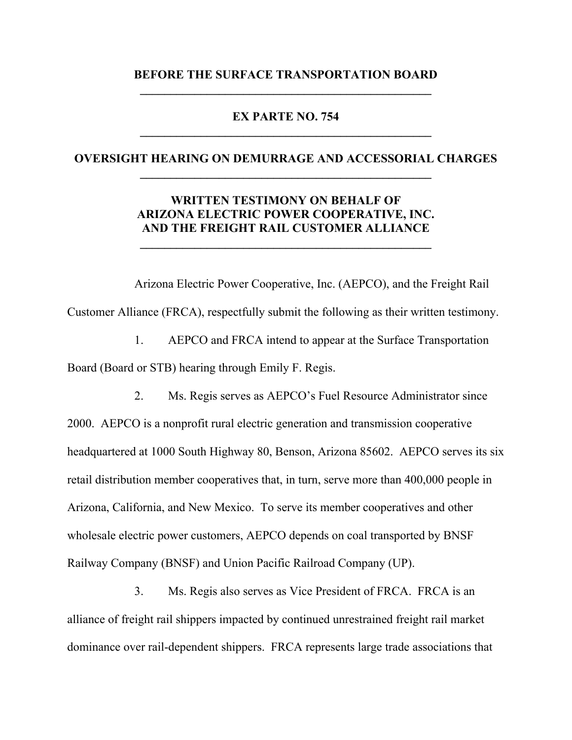**BEFORE THE SURFACE TRANSPORTATION BOARD**

---

**EX PARTE NO. 754**

---

**OVERSIGHT HEARING ON DEMURRAGE AND ACCESSORIAL CHARGES**

---

**WRITTEN TESTIMONY ON BEHALF OF**
**ARIZONA ELECTRIC POWER COOPERATIVE, INC.**
**AND THE FREIGHT RAIL CUSTOMER ALLIANCE**

---

Arizona Electric Power Cooperative, Inc. (AEPCO), and the Freight Rail Customer Alliance (FRCA), respectfully submit the following as their written testimony.

1. AEPCO and FRCA intend to appear at the Surface Transportation Board (Board or STB) hearing through Emily F. Regis.

2. Ms. Regis serves as AEPCO's Fuel Resource Administrator since 2000. AEPCO is a nonprofit rural electric generation and transmission cooperative headquartered at 1000 South Highway 80, Benson, Arizona 85602. AEPCO serves its six retail distribution member cooperatives that, in turn, serve more than 400,000 people in Arizona, California, and New Mexico. To serve its member cooperatives and other wholesale electric power customers, AEPCO depends on coal transported by BNSF Railway Company (BNSF) and Union Pacific Railroad Company (UP).

3. Ms. Regis also serves as Vice President of FRCA. FRCA is an alliance of freight rail shippers impacted by continued unrestrained freight rail market dominance over rail-dependent shippers. FRCA represents large trade associations that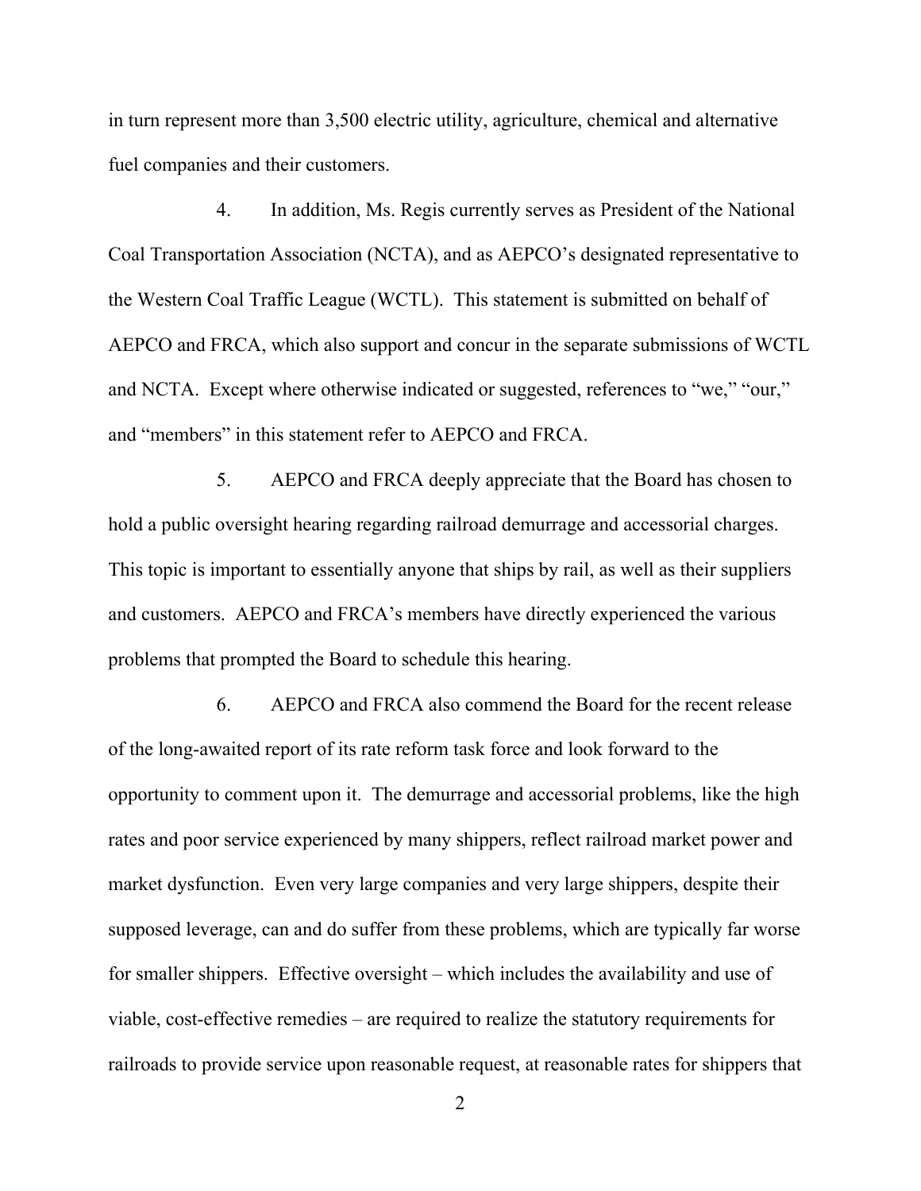in turn represent more than 3,500 electric utility, agriculture, chemical and alternative fuel companies and their customers.

4. In addition, Ms. Regis currently serves as President of the National Coal Transportation Association (NCTA), and as AEPCO's designated representative to the Western Coal Traffic League (WCTL). This statement is submitted on behalf of AEPCO and FRCA, which also support and concur in the separate submissions of WCTL and NCTA. Except where otherwise indicated or suggested, references to "we," "our," and "members" in this statement refer to AEPCO and FRCA.

5. AEPCO and FRCA deeply appreciate that the Board has chosen to hold a public oversight hearing regarding railroad demurrage and accessorial charges. This topic is important to essentially anyone that ships by rail, as well as their suppliers and customers. AEPCO and FRCA's members have directly experienced the various problems that prompted the Board to schedule this hearing.

6. AEPCO and FRCA also commend the Board for the recent release of the long-awaited report of its rate reform task force and look forward to the opportunity to comment upon it. The demurrage and accessorial problems, like the high rates and poor service experienced by many shippers, reflect railroad market power and market dysfunction. Even very large companies and very large shippers, despite their supposed leverage, can and do suffer from these problems, which are typically far worse for smaller shippers. Effective oversight – which includes the availability and use of viable, cost-effective remedies – are required to realize the statutory requirements for railroads to provide service upon reasonable request, at reasonable rates for shippers that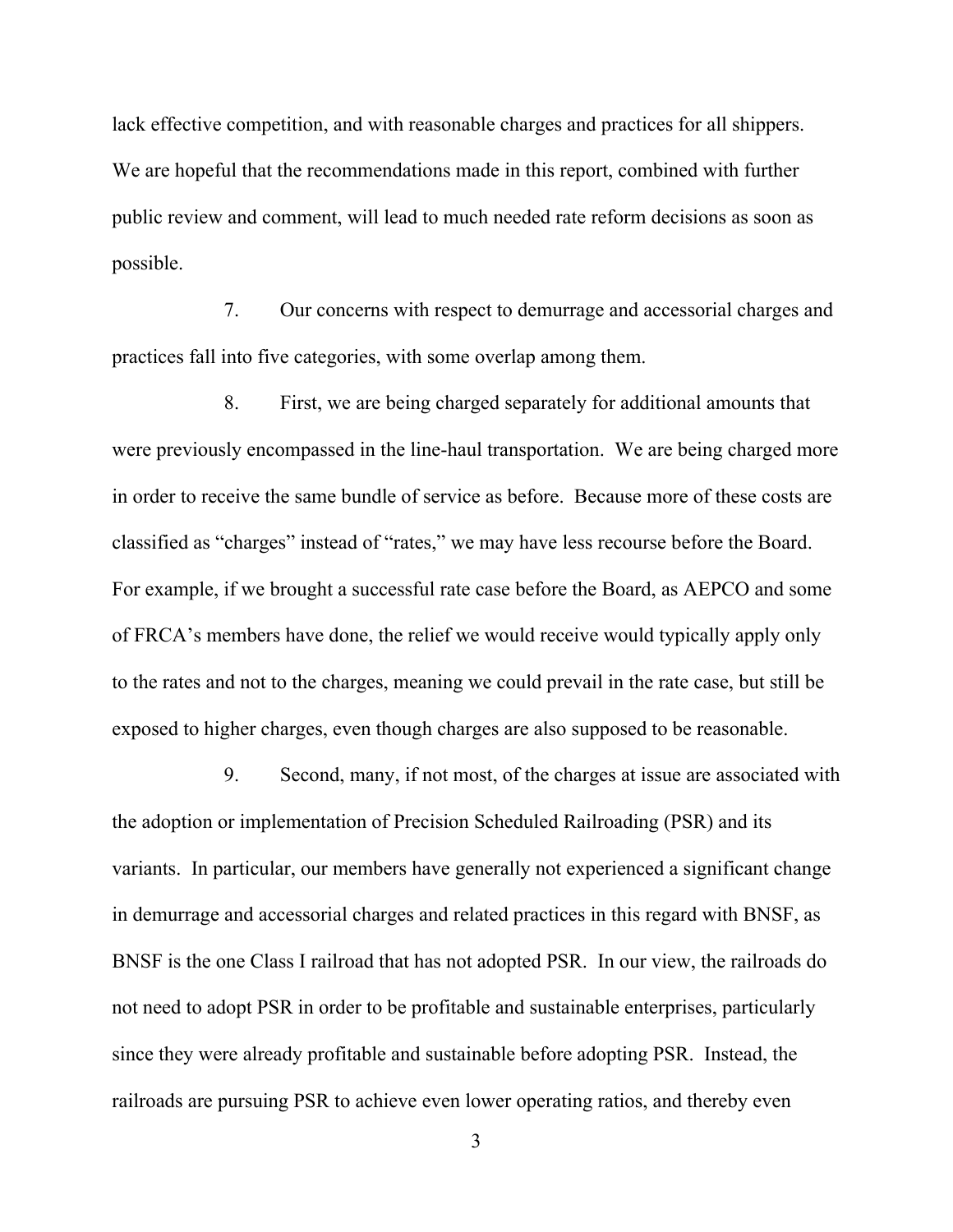lack effective competition, and with reasonable charges and practices for all shippers. We are hopeful that the recommendations made in this report, combined with further public review and comment, will lead to much needed rate reform decisions as soon as possible.

7. Our concerns with respect to demurrage and accessorial charges and practices fall into five categories, with some overlap among them.

8. First, we are being charged separately for additional amounts that were previously encompassed in the line-haul transportation. We are being charged more in order to receive the same bundle of service as before. Because more of these costs are classified as "charges" instead of "rates," we may have less recourse before the Board. For example, if we brought a successful rate case before the Board, as AEPCO and some of FRCA's members have done, the relief we would receive would typically apply only to the rates and not to the charges, meaning we could prevail in the rate case, but still be exposed to higher charges, even though charges are also supposed to be reasonable.

9. Second, many, if not most, of the charges at issue are associated with the adoption or implementation of Precision Scheduled Railroading (PSR) and its variants. In particular, our members have generally not experienced a significant change in demurrage and accessorial charges and related practices in this regard with BNSF, as BNSF is the one Class I railroad that has not adopted PSR. In our view, the railroads do not need to adopt PSR in order to be profitable and sustainable enterprises, particularly since they were already profitable and sustainable before adopting PSR. Instead, the railroads are pursuing PSR to achieve even lower operating ratios, and thereby even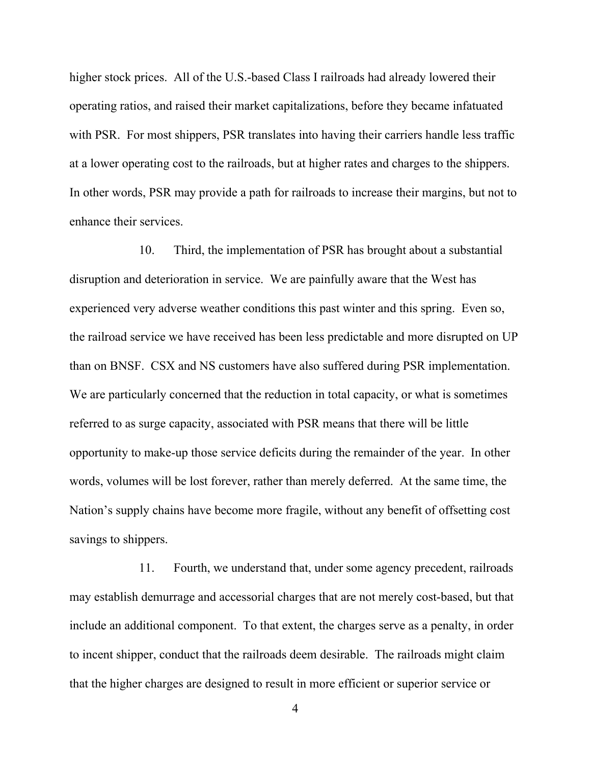higher stock prices. All of the U.S.-based Class I railroads had already lowered their operating ratios, and raised their market capitalizations, before they became infatuated with PSR. For most shippers, PSR translates into having their carriers handle less traffic at a lower operating cost to the railroads, but at higher rates and charges to the shippers. In other words, PSR may provide a path for railroads to increase their margins, but not to enhance their services.

10. Third, the implementation of PSR has brought about a substantial disruption and deterioration in service. We are painfully aware that the West has experienced very adverse weather conditions this past winter and this spring. Even so, the railroad service we have received has been less predictable and more disrupted on UP than on BNSF. CSX and NS customers have also suffered during PSR implementation. We are particularly concerned that the reduction in total capacity, or what is sometimes referred to as surge capacity, associated with PSR means that there will be little opportunity to make-up those service deficits during the remainder of the year. In other words, volumes will be lost forever, rather than merely deferred. At the same time, the Nation's supply chains have become more fragile, without any benefit of offsetting cost savings to shippers.

11. Fourth, we understand that, under some agency precedent, railroads may establish demurrage and accessorial charges that are not merely cost-based, but that include an additional component. To that extent, the charges serve as a penalty, in order to incent shipper, conduct that the railroads deem desirable. The railroads might claim that the higher charges are designed to result in more efficient or superior service or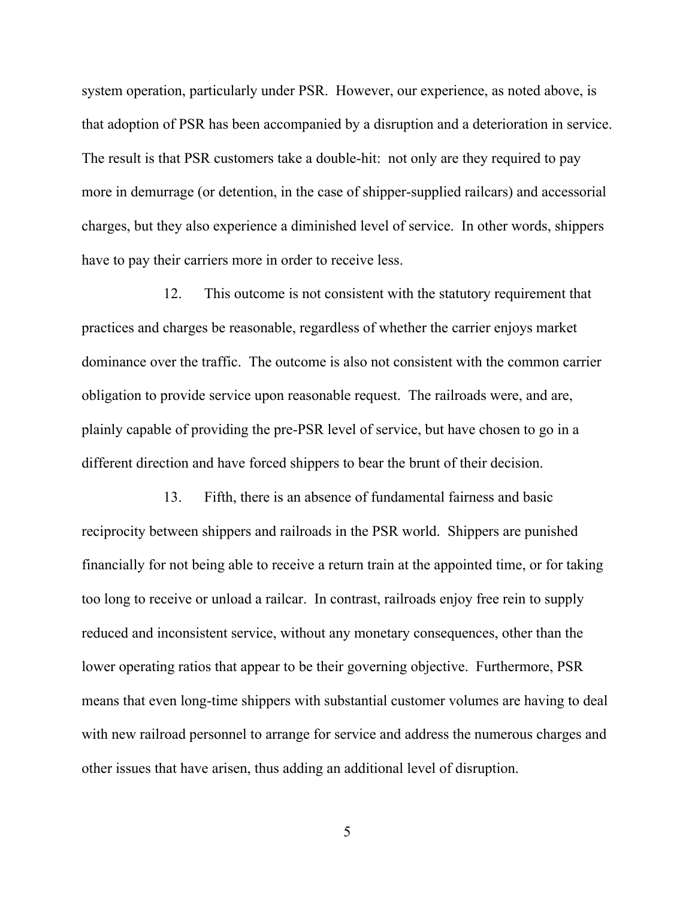system operation, particularly under PSR. However, our experience, as noted above, is that adoption of PSR has been accompanied by a disruption and a deterioration in service. The result is that PSR customers take a double-hit: not only are they required to pay more in demurrage (or detention, in the case of shipper-supplied railcars) and accessorial charges, but they also experience a diminished level of service. In other words, shippers have to pay their carriers more in order to receive less.

12. This outcome is not consistent with the statutory requirement that practices and charges be reasonable, regardless of whether the carrier enjoys market dominance over the traffic. The outcome is also not consistent with the common carrier obligation to provide service upon reasonable request. The railroads were, and are, plainly capable of providing the pre-PSR level of service, but have chosen to go in a different direction and have forced shippers to bear the brunt of their decision.

13. Fifth, there is an absence of fundamental fairness and basic reciprocity between shippers and railroads in the PSR world. Shippers are punished financially for not being able to receive a return train at the appointed time, or for taking too long to receive or unload a railcar. In contrast, railroads enjoy free rein to supply reduced and inconsistent service, without any monetary consequences, other than the lower operating ratios that appear to be their governing objective. Furthermore, PSR means that even long-time shippers with substantial customer volumes are having to deal with new railroad personnel to arrange for service and address the numerous charges and other issues that have arisen, thus adding an additional level of disruption.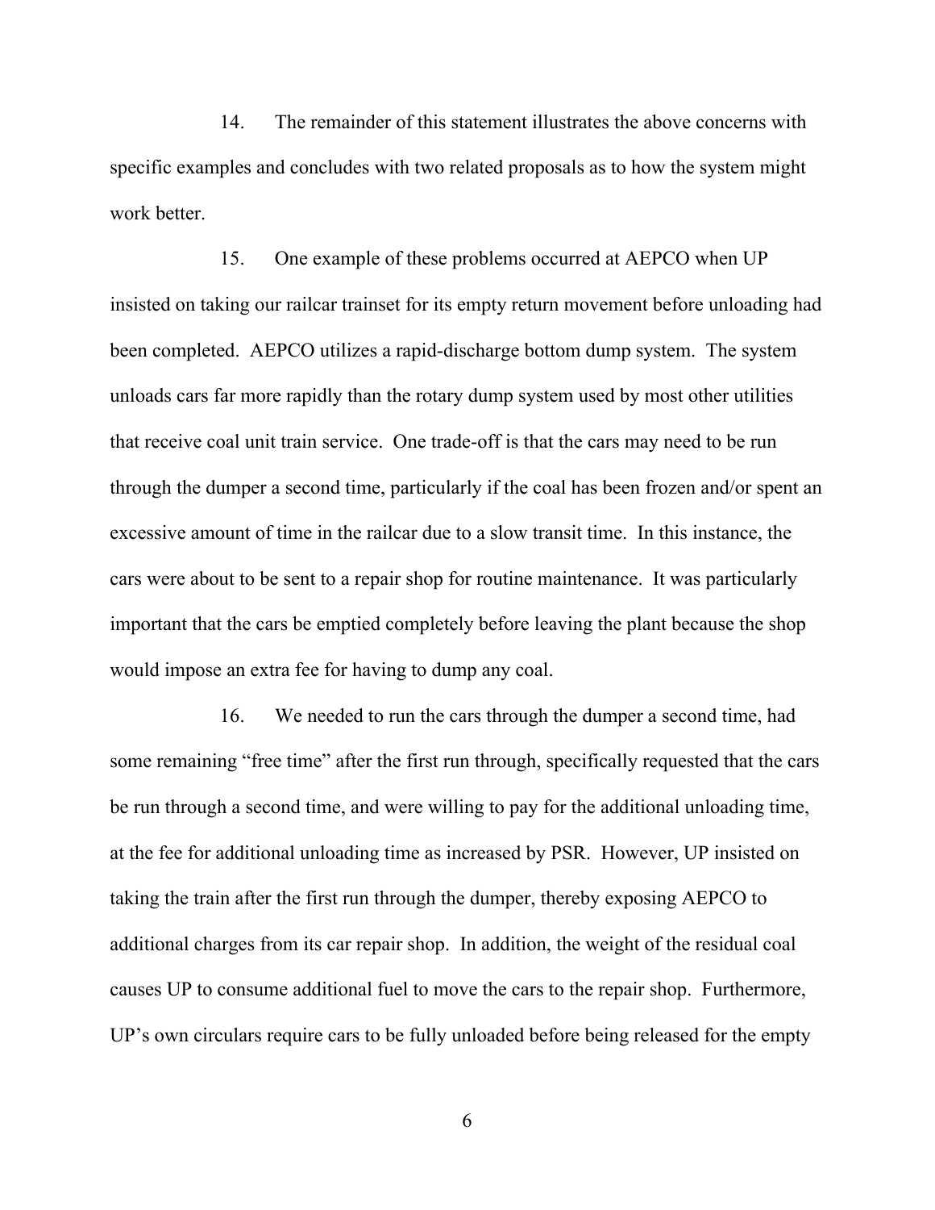14. The remainder of this statement illustrates the above concerns with specific examples and concludes with two related proposals as to how the system might work better.

15. One example of these problems occurred at AEPCO when UP insisted on taking our railcar trainset for its empty return movement before unloading had been completed. AEPCO utilizes a rapid-discharge bottom dump system. The system unloads cars far more rapidly than the rotary dump system used by most other utilities that receive coal unit train service. One trade-off is that the cars may need to be run through the dumper a second time, particularly if the coal has been frozen and/or spent an excessive amount of time in the railcar due to a slow transit time. In this instance, the cars were about to be sent to a repair shop for routine maintenance. It was particularly important that the cars be emptied completely before leaving the plant because the shop would impose an extra fee for having to dump any coal.

16. We needed to run the cars through the dumper a second time, had some remaining "free time" after the first run through, specifically requested that the cars be run through a second time, and were willing to pay for the additional unloading time, at the fee for additional unloading time as increased by PSR. However, UP insisted on taking the train after the first run through the dumper, thereby exposing AEPCO to additional charges from its car repair shop. In addition, the weight of the residual coal causes UP to consume additional fuel to move the cars to the repair shop. Furthermore, UP's own circulars require cars to be fully unloaded before being released for the empty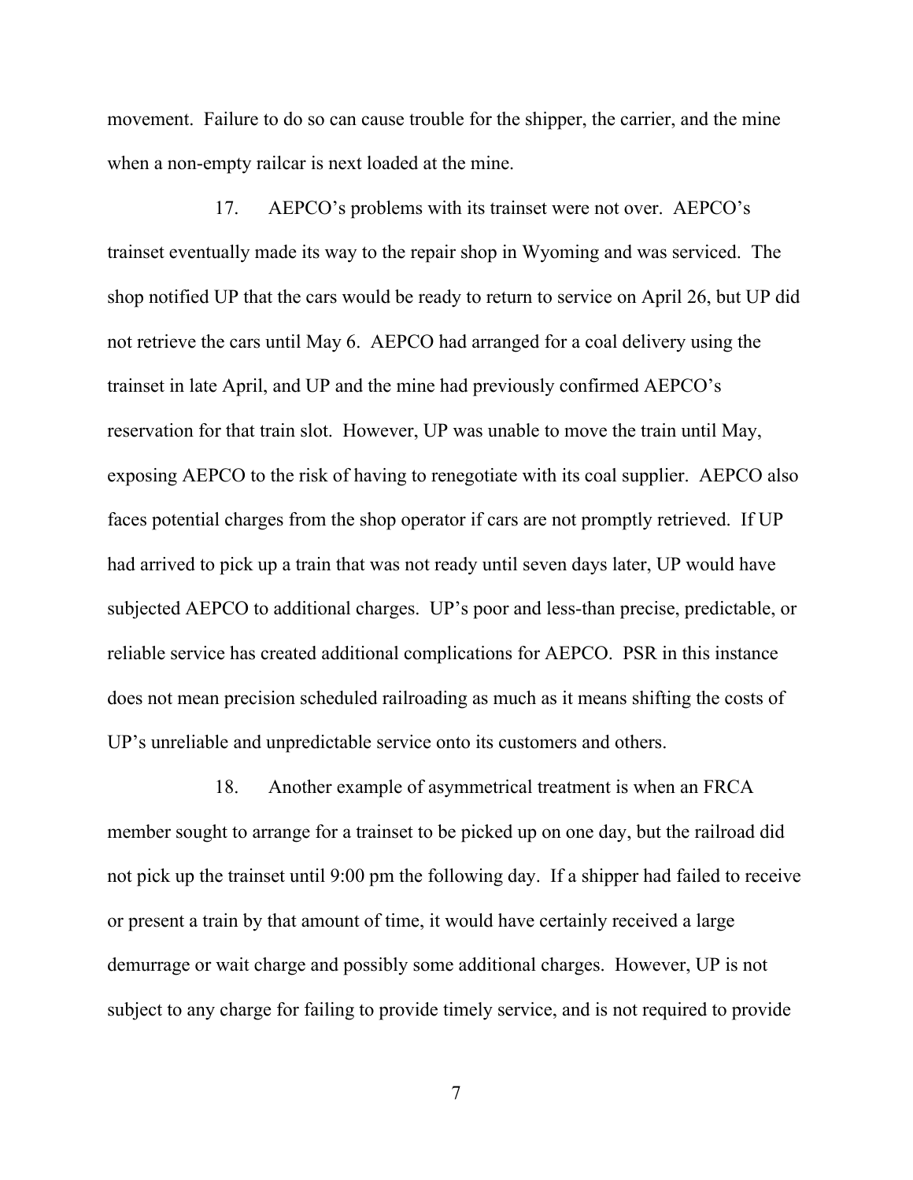movement. Failure to do so can cause trouble for the shipper, the carrier, and the mine when a non-empty railcar is next loaded at the mine.

17. AEPCO's problems with its trainset were not over. AEPCO's trainset eventually made its way to the repair shop in Wyoming and was serviced. The shop notified UP that the cars would be ready to return to service on April 26, but UP did not retrieve the cars until May 6. AEPCO had arranged for a coal delivery using the trainset in late April, and UP and the mine had previously confirmed AEPCO's reservation for that train slot. However, UP was unable to move the train until May, exposing AEPCO to the risk of having to renegotiate with its coal supplier. AEPCO also faces potential charges from the shop operator if cars are not promptly retrieved. If UP had arrived to pick up a train that was not ready until seven days later, UP would have subjected AEPCO to additional charges. UP's poor and less-than precise, predictable, or reliable service has created additional complications for AEPCO. PSR in this instance does not mean precision scheduled railroading as much as it means shifting the costs of UP's unreliable and unpredictable service onto its customers and others.

18. Another example of asymmetrical treatment is when an FRCA member sought to arrange for a trainset to be picked up on one day, but the railroad did not pick up the trainset until 9:00 pm the following day. If a shipper had failed to receive or present a train by that amount of time, it would have certainly received a large demurrage or wait charge and possibly some additional charges. However, UP is not subject to any charge for failing to provide timely service, and is not required to provide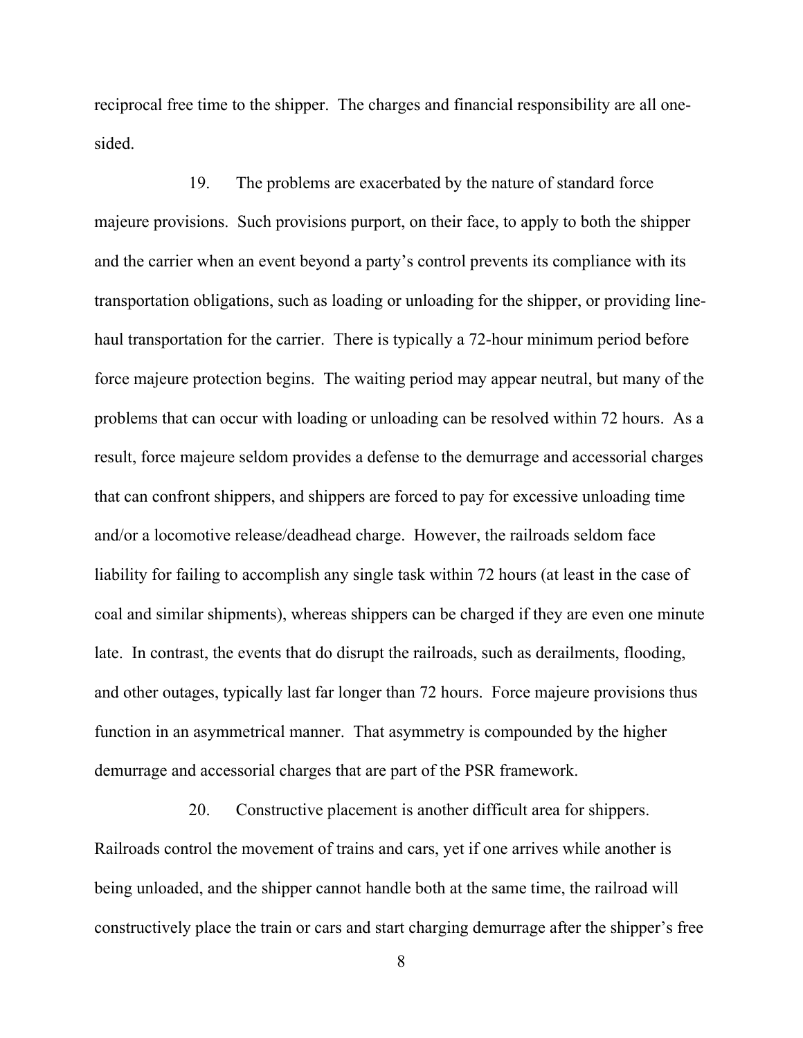reciprocal free time to the shipper. The charges and financial responsibility are all one-sided.

19. The problems are exacerbated by the nature of standard force majeure provisions. Such provisions purport, on their face, to apply to both the shipper and the carrier when an event beyond a party's control prevents its compliance with its transportation obligations, such as loading or unloading for the shipper, or providing line-haul transportation for the carrier. There is typically a 72-hour minimum period before force majeure protection begins. The waiting period may appear neutral, but many of the problems that can occur with loading or unloading can be resolved within 72 hours. As a result, force majeure seldom provides a defense to the demurrage and accessorial charges that can confront shippers, and shippers are forced to pay for excessive unloading time and/or a locomotive release/deadhead charge. However, the railroads seldom face liability for failing to accomplish any single task within 72 hours (at least in the case of coal and similar shipments), whereas shippers can be charged if they are even one minute late. In contrast, the events that do disrupt the railroads, such as derailments, flooding, and other outages, typically last far longer than 72 hours. Force majeure provisions thus function in an asymmetrical manner. That asymmetry is compounded by the higher demurrage and accessorial charges that are part of the PSR framework.

20. Constructive placement is another difficult area for shippers. Railroads control the movement of trains and cars, yet if one arrives while another is being unloaded, and the shipper cannot handle both at the same time, the railroad will constructively place the train or cars and start charging demurrage after the shipper's free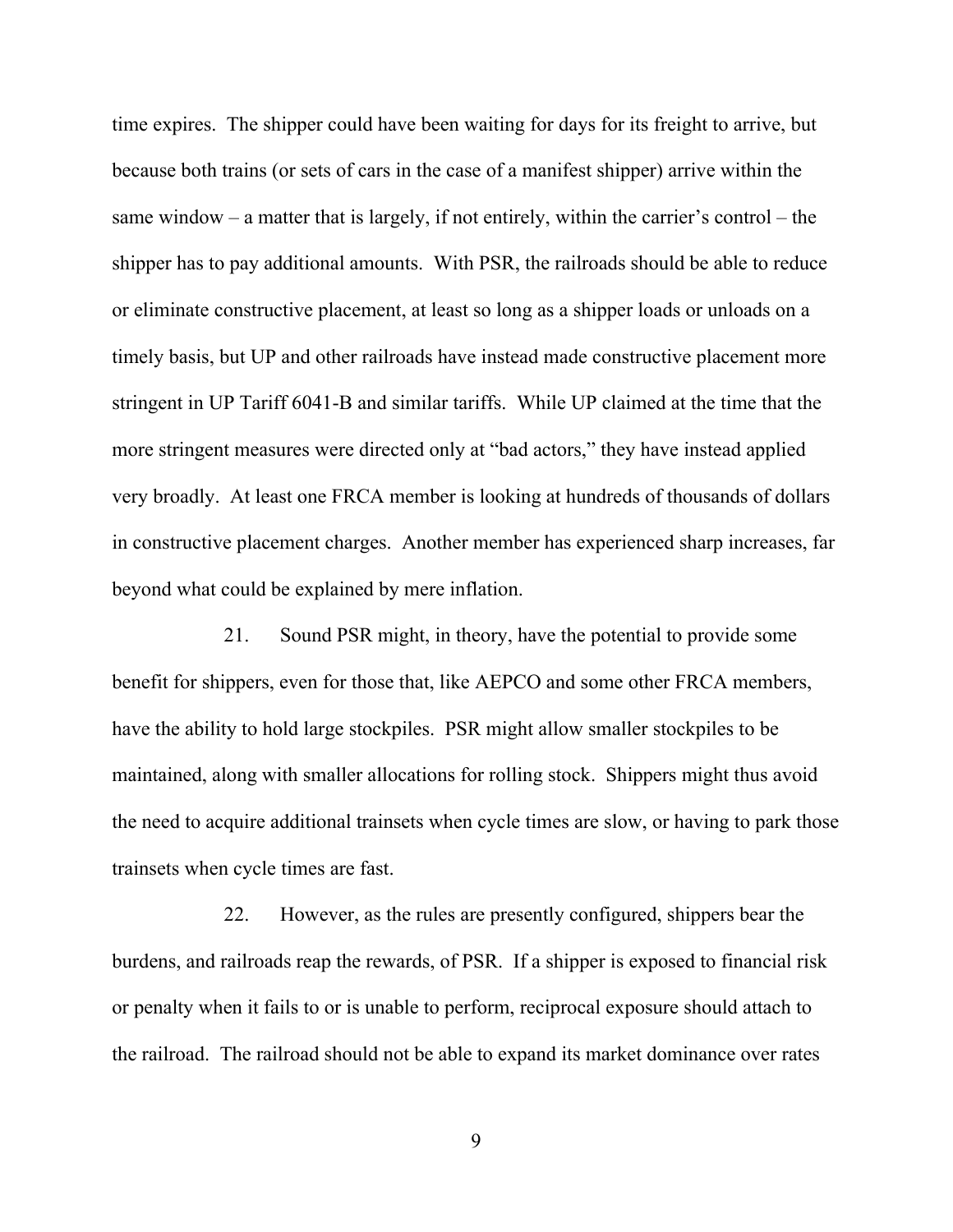time expires. The shipper could have been waiting for days for its freight to arrive, but because both trains (or sets of cars in the case of a manifest shipper) arrive within the same window – a matter that is largely, if not entirely, within the carrier's control – the shipper has to pay additional amounts. With PSR, the railroads should be able to reduce or eliminate constructive placement, at least so long as a shipper loads or unloads on a timely basis, but UP and other railroads have instead made constructive placement more stringent in UP Tariff 6041-B and similar tariffs. While UP claimed at the time that the more stringent measures were directed only at "bad actors," they have instead applied very broadly. At least one FRCA member is looking at hundreds of thousands of dollars in constructive placement charges. Another member has experienced sharp increases, far beyond what could be explained by mere inflation.

21. Sound PSR might, in theory, have the potential to provide some benefit for shippers, even for those that, like AEPCO and some other FRCA members, have the ability to hold large stockpiles. PSR might allow smaller stockpiles to be maintained, along with smaller allocations for rolling stock. Shippers might thus avoid the need to acquire additional trainsets when cycle times are slow, or having to park those trainsets when cycle times are fast.

22. However, as the rules are presently configured, shippers bear the burdens, and railroads reap the rewards, of PSR. If a shipper is exposed to financial risk or penalty when it fails to or is unable to perform, reciprocal exposure should attach to the railroad. The railroad should not be able to expand its market dominance over rates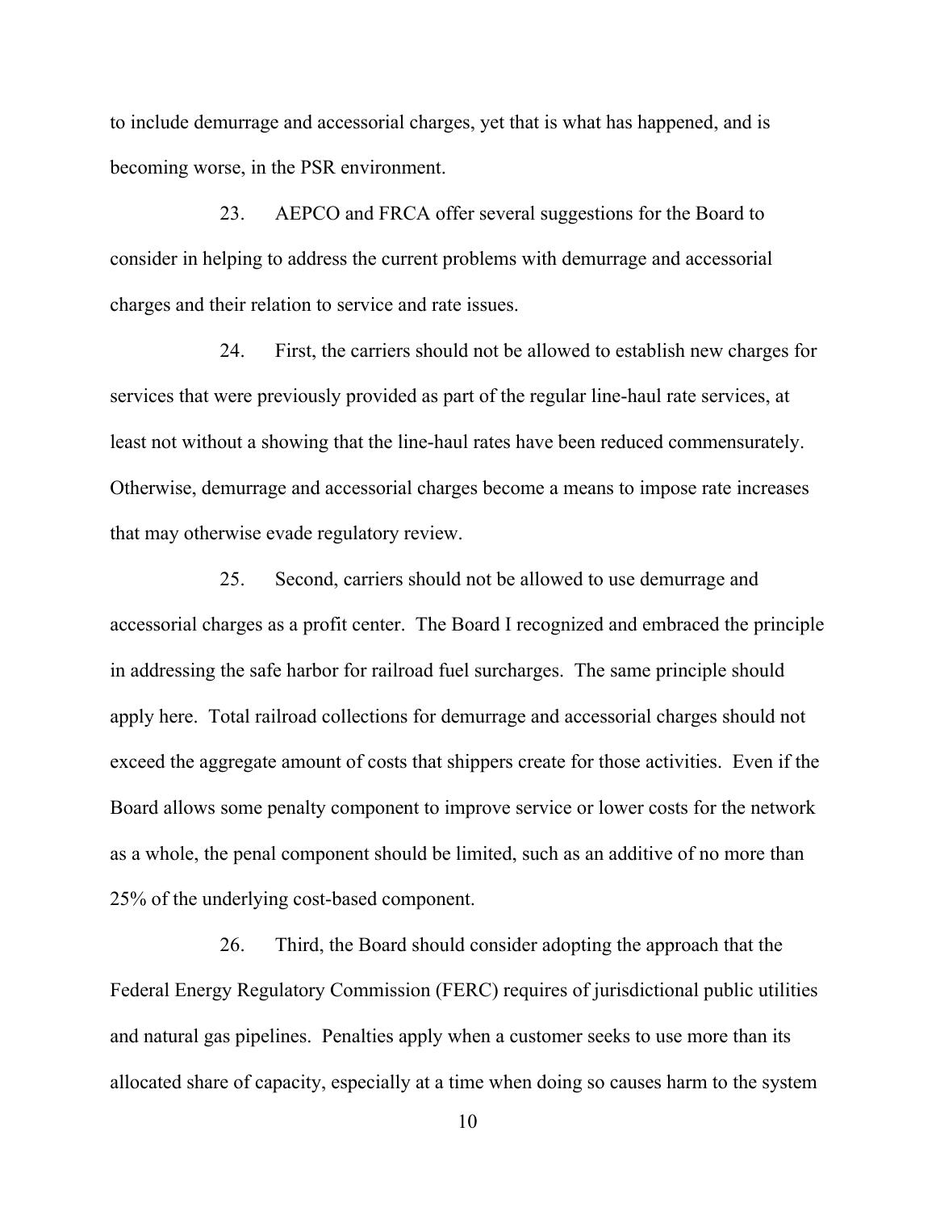to include demurrage and accessorial charges, yet that is what has happened, and is becoming worse, in the PSR environment.

23. AEPCO and FRCA offer several suggestions for the Board to consider in helping to address the current problems with demurrage and accessorial charges and their relation to service and rate issues.

24. First, the carriers should not be allowed to establish new charges for services that were previously provided as part of the regular line-haul rate services, at least not without a showing that the line-haul rates have been reduced commensurately. Otherwise, demurrage and accessorial charges become a means to impose rate increases that may otherwise evade regulatory review.

25. Second, carriers should not be allowed to use demurrage and accessorial charges as a profit center. The Board I recognized and embraced the principle in addressing the safe harbor for railroad fuel surcharges. The same principle should apply here. Total railroad collections for demurrage and accessorial charges should not exceed the aggregate amount of costs that shippers create for those activities. Even if the Board allows some penalty component to improve service or lower costs for the network as a whole, the penal component should be limited, such as an additive of no more than 25% of the underlying cost-based component.

26. Third, the Board should consider adopting the approach that the Federal Energy Regulatory Commission (FERC) requires of jurisdictional public utilities and natural gas pipelines. Penalties apply when a customer seeks to use more than its allocated share of capacity, especially at a time when doing so causes harm to the system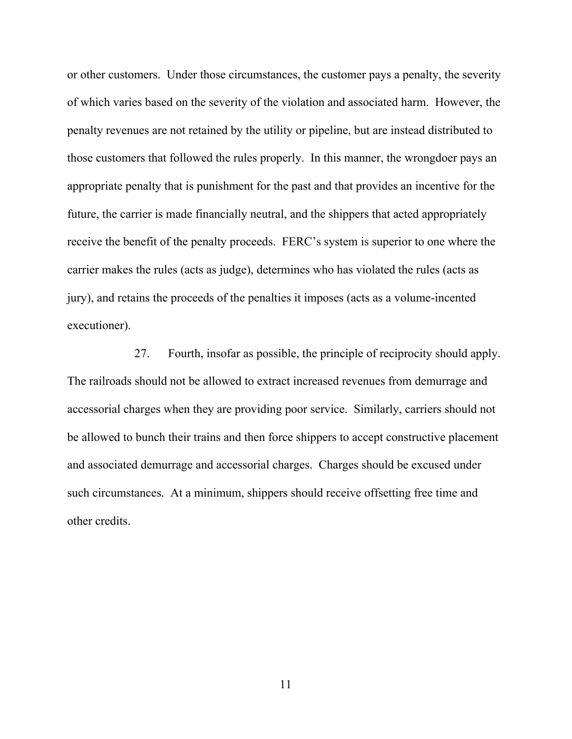or other customers. Under those circumstances, the customer pays a penalty, the severity of which varies based on the severity of the violation and associated harm. However, the penalty revenues are not retained by the utility or pipeline, but are instead distributed to those customers that followed the rules properly. In this manner, the wrongdoer pays an appropriate penalty that is punishment for the past and that provides an incentive for the future, the carrier is made financially neutral, and the shippers that acted appropriately receive the benefit of the penalty proceeds. FERC's system is superior to one where the carrier makes the rules (acts as judge), determines who has violated the rules (acts as jury), and retains the proceeds of the penalties it imposes (acts as a volume-incented executioner).

27. Fourth, insofar as possible, the principle of reciprocity should apply. The railroads should not be allowed to extract increased revenues from demurrage and accessorial charges when they are providing poor service. Similarly, carriers should not be allowed to bunch their trains and then force shippers to accept constructive placement and associated demurrage and accessorial charges. Charges should be excused under such circumstances. At a minimum, shippers should receive offsetting free time and other credits.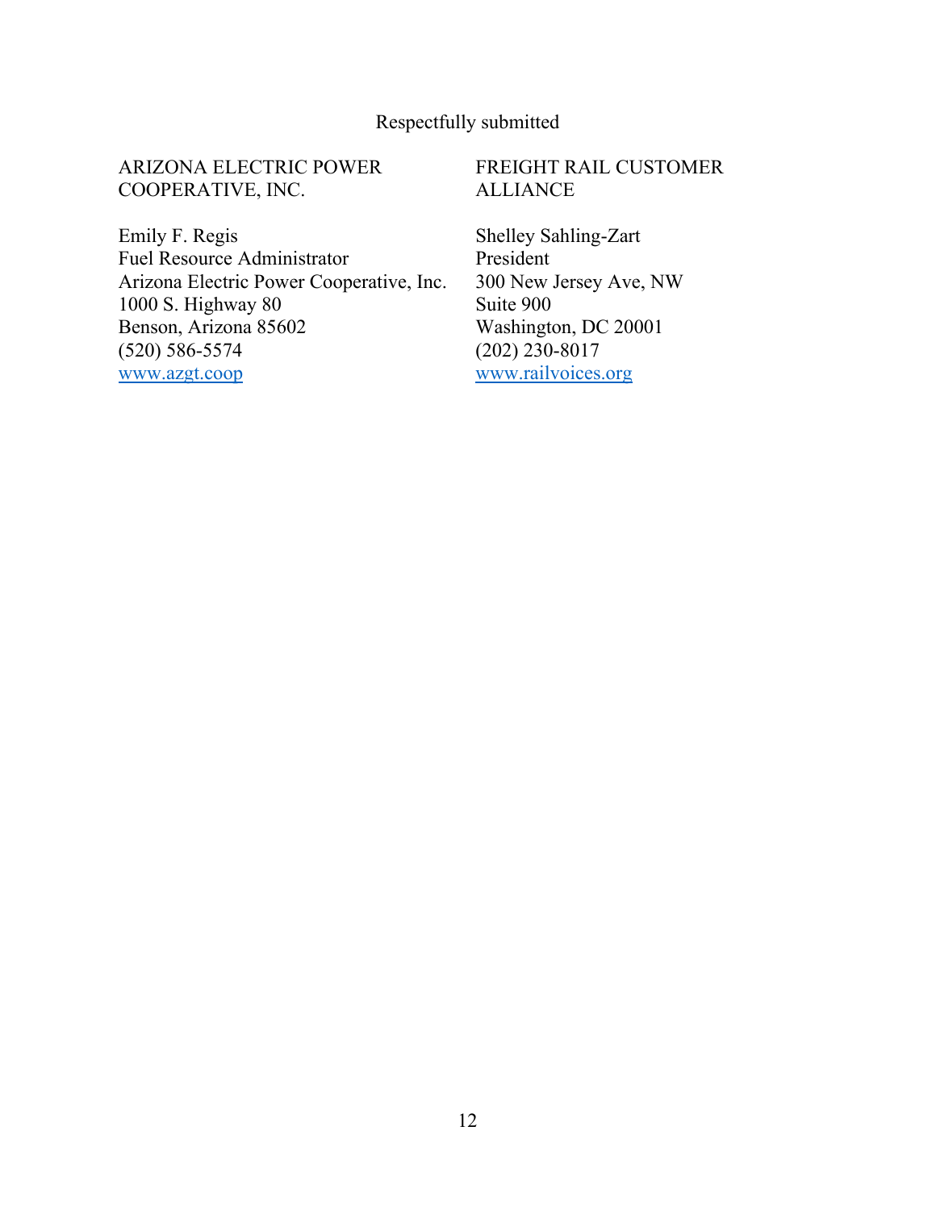Respectfully submitted

ARIZONA ELECTRIC POWER COOPERATIVE, INC.

Emily F. Regis
Fuel Resource Administrator
Arizona Electric Power Cooperative, Inc.
1000 S. Highway 80
Benson, Arizona 85602
(520) 586-5574
www.azgt.coop

FREIGHT RAIL CUSTOMER ALLIANCE

Shelley Sahling-Zart
President
300 New Jersey Ave, NW
Suite 900
Washington, DC 20001
(202) 230-8017
www.railvoices.org